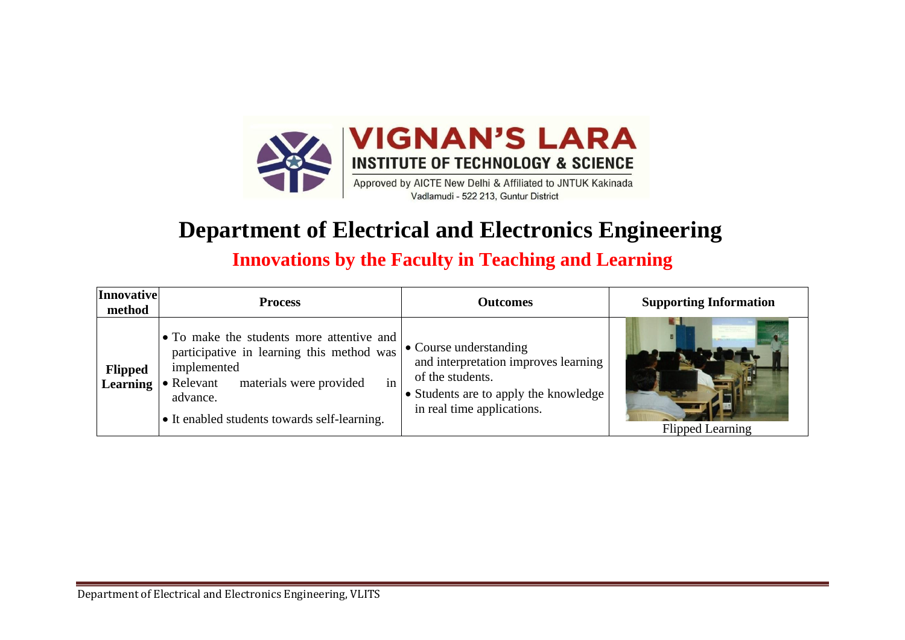# VIGNAN'S LARA INSTITUTE OF TECHNOLOGY & SCIENCE

Approved by AICTE New Delhi & Affiliated to JNTUK Kakinada
Vadlamudi - 522 213, Guntur District

# Department of Electrical and Electronics Engineering

## Innovations by the Faculty in Teaching and Learning

| Innovative method | Process | Outcomes | Supporting Information |
|---|---|---|---|
| **Flipped Learning** | • To make the students more attentive and participative in learning this method was implemented<br>• Relevant materials were provided in advance.<br>• It enabled students towards self-learning. | • Course understanding and interpretation improves learning of the students.<br>• Students are to apply the knowledge in real time applications. | Flipped Learning |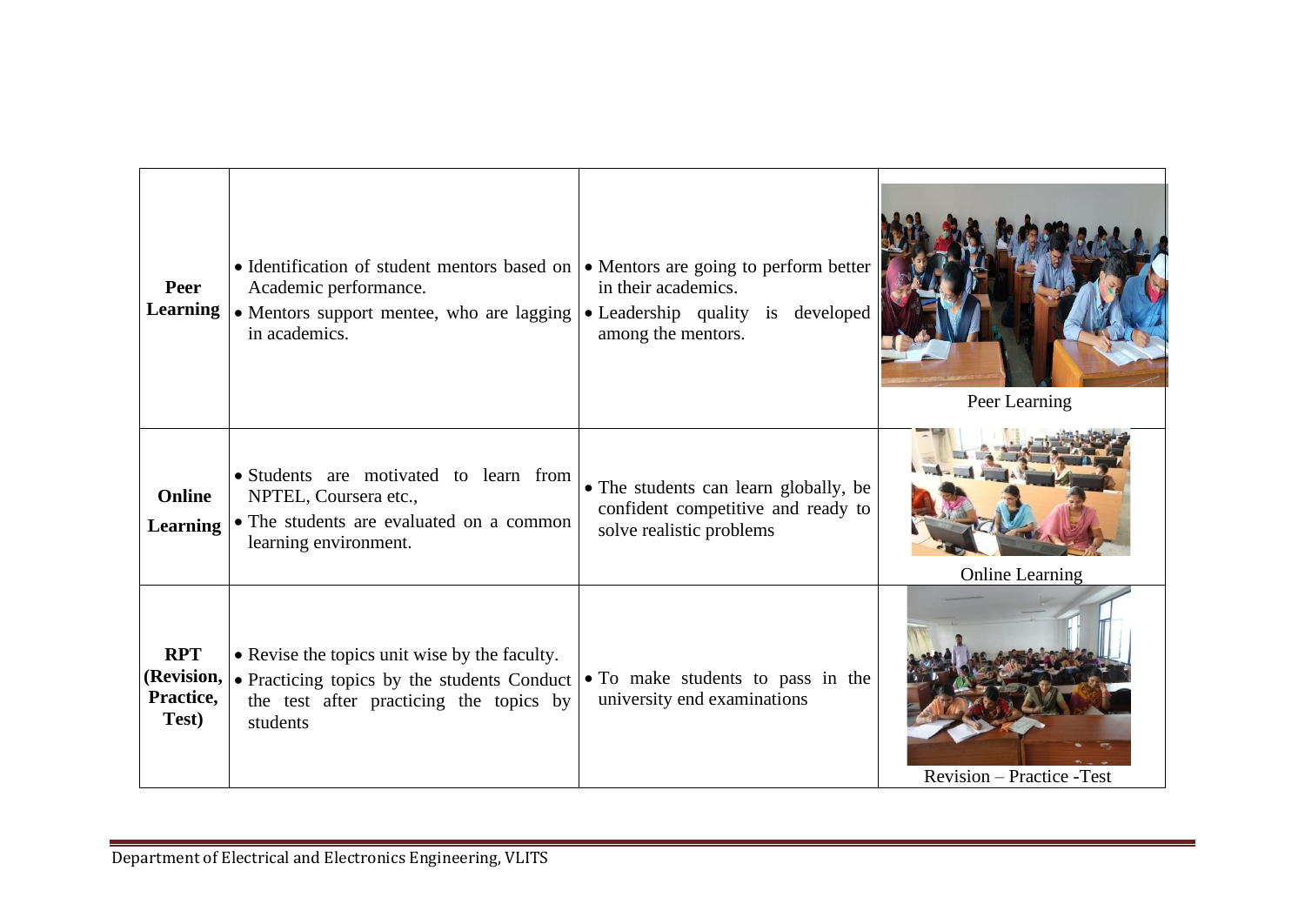| | | | |
|---|---|---|---|
| **Peer Learning** | • Identification of student mentors based on Academic performance.<br>• Mentors support mentee, who are lagging in academics. | • Mentors are going to perform better in their academics.<br>• Leadership quality is developed among the mentors. | Peer Learning |
| **Online Learning** | • Students are motivated to learn from NPTEL, Coursera etc.,<br>• The students are evaluated on a common learning environment. | • The students can learn globally, be confident competitive and ready to solve realistic problems | Online Learning |
| **RPT (Revision, Practice, Test)** | • Revise the topics unit wise by the faculty.<br>• Practicing topics by the students Conduct the test after practicing the topics by students | • To make students to pass in the university end examinations | Revision – Practice -Test |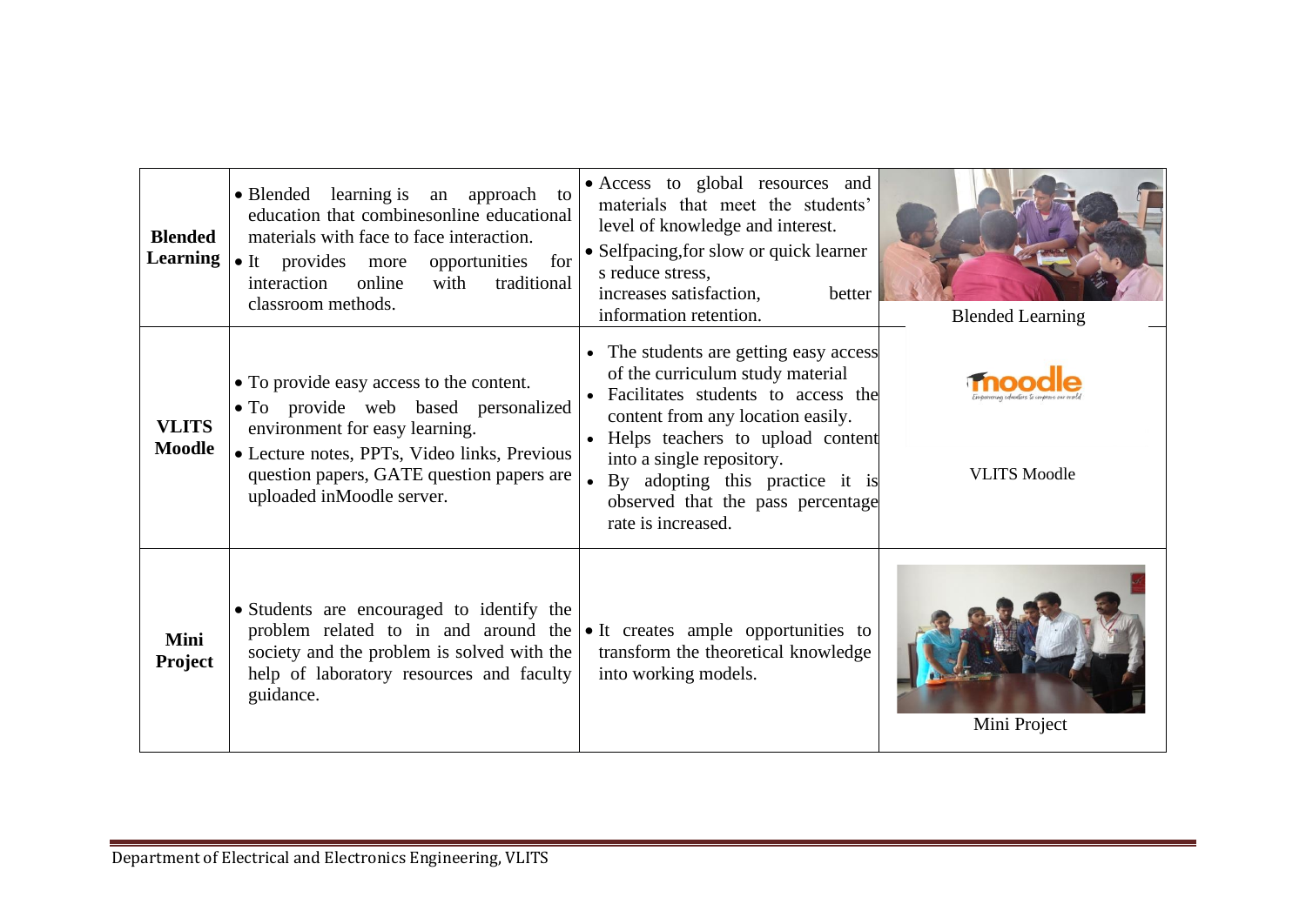| | | | |
|---|---|---|---|
| **Blended Learning** | • Blended learning is an approach to education that combinesonline educational materials with face to face interaction.<br>• It provides more opportunities for interaction online with traditional classroom methods. | • Access to global resources and materials that meet the students' level of knowledge and interest.<br>• Selfpacing,for slow or quick learner s reduce stress, increases satisfaction, better information retention. | Blended Learning |
| **VLITS Moodle** | • To provide easy access to the content.<br>• To provide web based personalized environment for easy learning.<br>• Lecture notes, PPTs, Video links, Previous question papers, GATE question papers are uploaded inMoodle server. | • The students are getting easy access of the curriculum study material<br>• Facilitates students to access the content from any location easily.<br>• Helps teachers to upload content into a single repository.<br>• By adopting this practice it is observed that the pass percentage rate is increased. | VLITS Moodle |
| **Mini Project** | • Students are encouraged to identify the problem related to in and around the society and the problem is solved with the help of laboratory resources and faculty guidance. | • It creates ample opportunities to transform the theoretical knowledge into working models. | Mini Project |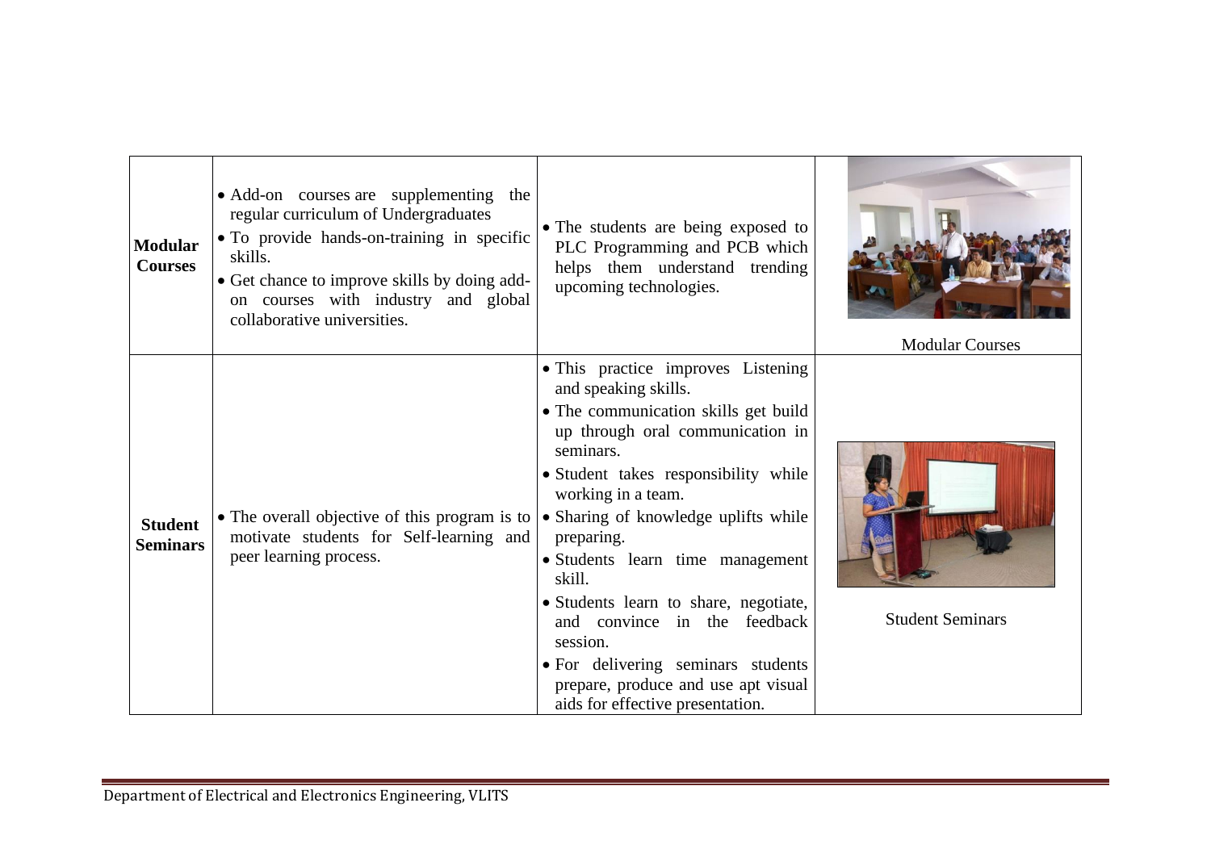| Modular Courses | • Add-on courses are supplementing the regular curriculum of Undergraduates<br>• To provide hands-on-training in specific skills.<br>• Get chance to improve skills by doing add-on courses with industry and global collaborative universities. | • The students are being exposed to PLC Programming and PCB which helps them understand trending upcoming technologies. | Modular Courses |
|---|---|---|---|
| **Student Seminars** | • The overall objective of this program is to motivate students for Self-learning and peer learning process. | • This practice improves Listening and speaking skills.<br>• The communication skills get build up through oral communication in seminars.<br>• Student takes responsibility while working in a team.<br>• Sharing of knowledge uplifts while preparing.<br>• Students learn time management skill.<br>• Students learn to share, negotiate, and convince in the feedback session.<br>• For delivering seminars students prepare, produce and use apt visual aids for effective presentation. | Student Seminars |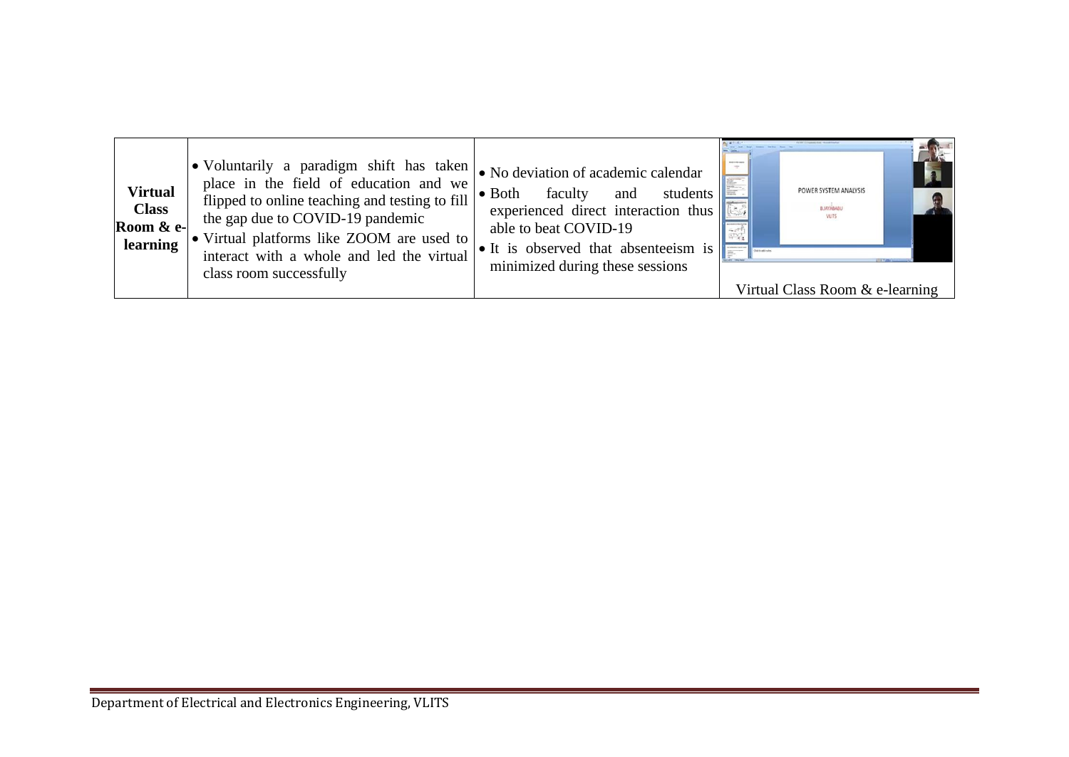| | | | |
|---|---|---|---|
| **Virtual Class Room & e-learning** | • Voluntarily a paradigm shift has taken place in the field of education and we flipped to online teaching and testing to fill the gap due to COVID-19 pandemic<br>• Virtual platforms like ZOOM are used to interact with a whole and led the virtual class room successfully | • No deviation of academic calendar<br>• Both faculty and students experienced direct interaction thus able to beat COVID-19<br>• It is observed that absenteeism is minimized during these sessions | Virtual Class Room & e-learning |